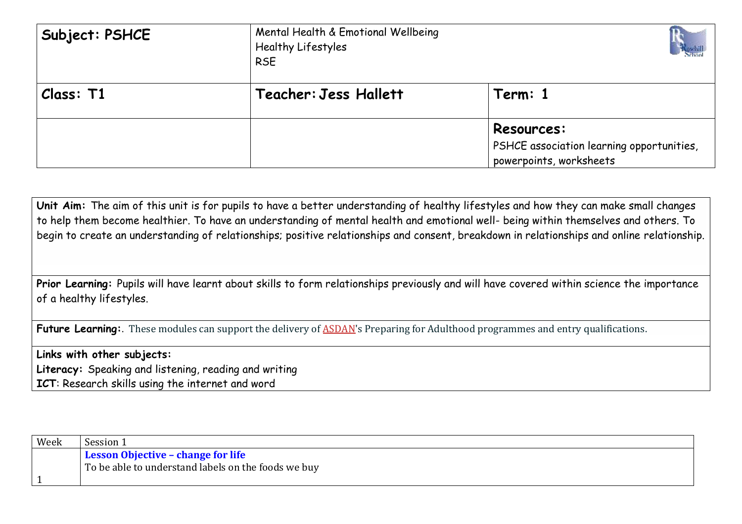| **Subject: PSHCE** | Mental Health & Emotional Wellbeing<br>Healthy Lifestyles<br>RSE | |
|---|---|---|
| **Class: T1** | **Teacher: Jess Hallett** | **Term: 1** |
| | | **Resources:**<br>PSHCE association learning opportunities, powerpoints, worksheets |

**Unit Aim:** The aim of this unit is for pupils to have a better understanding of healthy lifestyles and how they can make small changes to help them become healthier. To have an understanding of mental health and emotional well- being within themselves and others. To begin to create an understanding of relationships; positive relationships and consent, breakdown in relationships and online relationship.

**Prior Learning:** Pupils will have learnt about skills to form relationships previously and will have covered within science the importance of a healthy lifestyles.

**Future Learning:**. These modules can support the delivery of ASDAN's Preparing for Adulthood programmes and entry qualifications.

**Links with other subjects:**
**Literacy:** Speaking and listening, reading and writing
**ICT**: Research skills using the internet and word

| Week | Session 1 |
|---|---|
| 1 | **Lesson Objective – change for life**<br>To be able to understand labels on the foods we buy |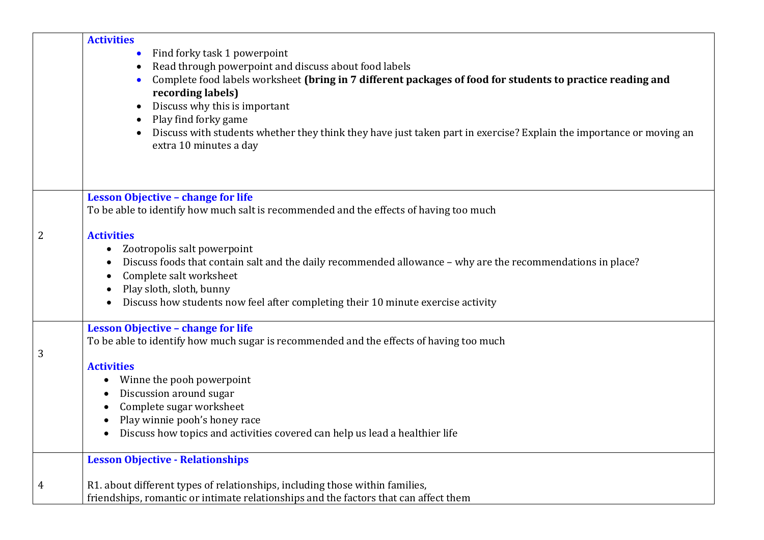| | |
|---|---|
| | **Activities**<br>• Find forky task 1 powerpoint<br>• Read through powerpoint and discuss about food labels<br>• Complete food labels worksheet **(bring in 7 different packages of food for students to practice reading and recording labels)**<br>• Discuss why this is important<br>• Play find forky game<br>• Discuss with students whether they think they have just taken part in exercise? Explain the importance or moving an extra 10 minutes a day |
| 2 | **Lesson Objective – change for life**<br>To be able to identify how much salt is recommended and the effects of having too much<br><br>**Activities**<br>• Zootropolis salt powerpoint<br>• Discuss foods that contain salt and the daily recommended allowance – why are the recommendations in place?<br>• Complete salt worksheet<br>• Play sloth, sloth, bunny<br>• Discuss how students now feel after completing their 10 minute exercise activity |
| 3 | **Lesson Objective – change for life**<br>To be able to identify how much sugar is recommended and the effects of having too much<br><br>**Activities**<br>• Winne the pooh powerpoint<br>• Discussion around sugar<br>• Complete sugar worksheet<br>• Play winnie pooh's honey race<br>• Discuss how topics and activities covered can help us lead a healthier life |
| 4 | **Lesson Objective - Relationships**<br><br>R1. about different types of relationships, including those within families, friendships, romantic or intimate relationships and the factors that can affect them |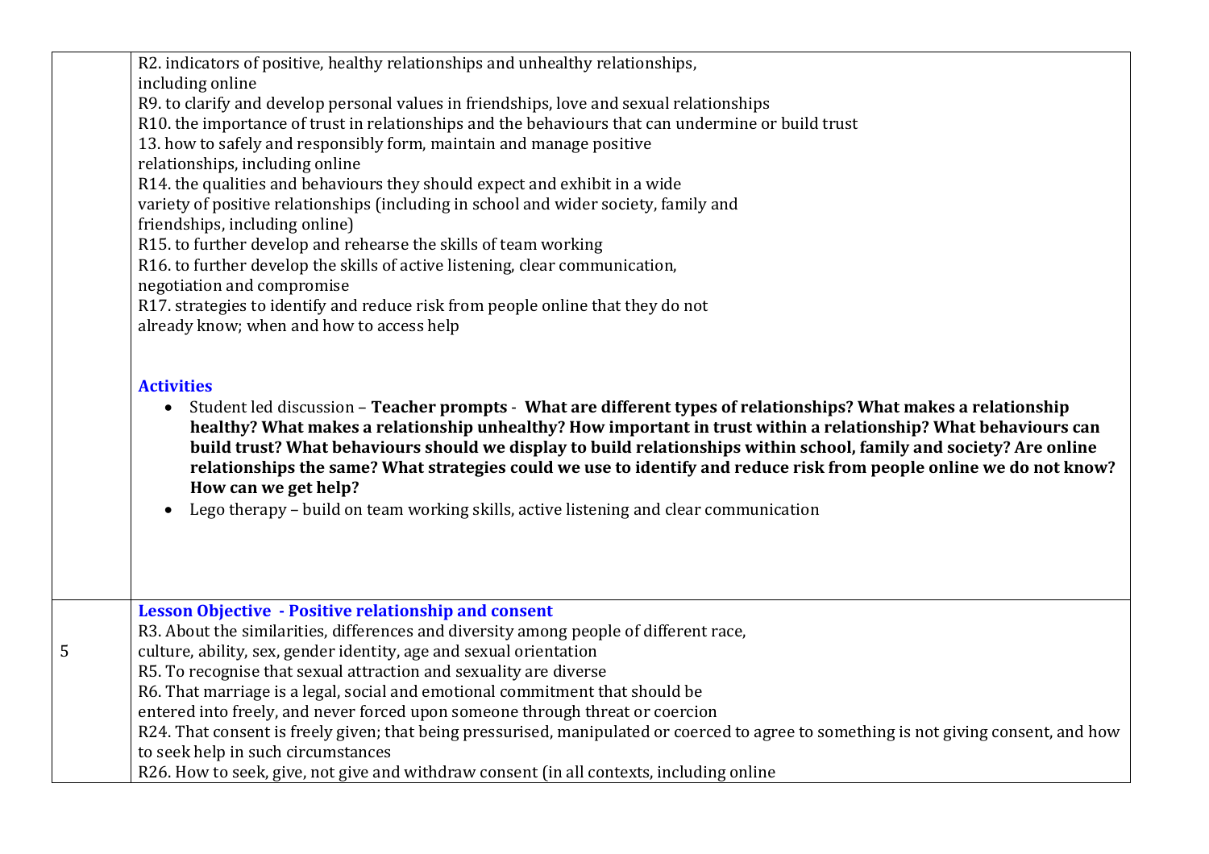| | |
|---|---|
| | R2. indicators of positive, healthy relationships and unhealthy relationships, including online<br>R9. to clarify and develop personal values in friendships, love and sexual relationships<br>R10. the importance of trust in relationships and the behaviours that can undermine or build trust<br>13. how to safely and responsibly form, maintain and manage positive relationships, including online<br>R14. the qualities and behaviours they should expect and exhibit in a wide variety of positive relationships (including in school and wider society, family and friendships, including online)<br>R15. to further develop and rehearse the skills of team working<br>R16. to further develop the skills of active listening, clear communication, negotiation and compromise<br>R17. strategies to identify and reduce risk from people online that they do not already know; when and how to access help<br><br>**Activities**<br>• Student led discussion – **Teacher prompts - What are different types of relationships? What makes a relationship healthy? What makes a relationship unhealthy? How important in trust within a relationship? What behaviours can build trust? What behaviours should we display to build relationships within school, family and society? Are online relationships the same? What strategies could we use to identify and reduce risk from people online we do not know? How can we get help?**<br>• Lego therapy – build on team working skills, active listening and clear communication |
| 5 | **Lesson Objective - Positive relationship and consent**<br>R3. About the similarities, differences and diversity among people of different race, culture, ability, sex, gender identity, age and sexual orientation<br>R5. To recognise that sexual attraction and sexuality are diverse<br>R6. That marriage is a legal, social and emotional commitment that should be entered into freely, and never forced upon someone through threat or coercion<br>R24. That consent is freely given; that being pressurised, manipulated or coerced to agree to something is not giving consent, and how to seek help in such circumstances<br>R26. How to seek, give, not give and withdraw consent (in all contexts, including online |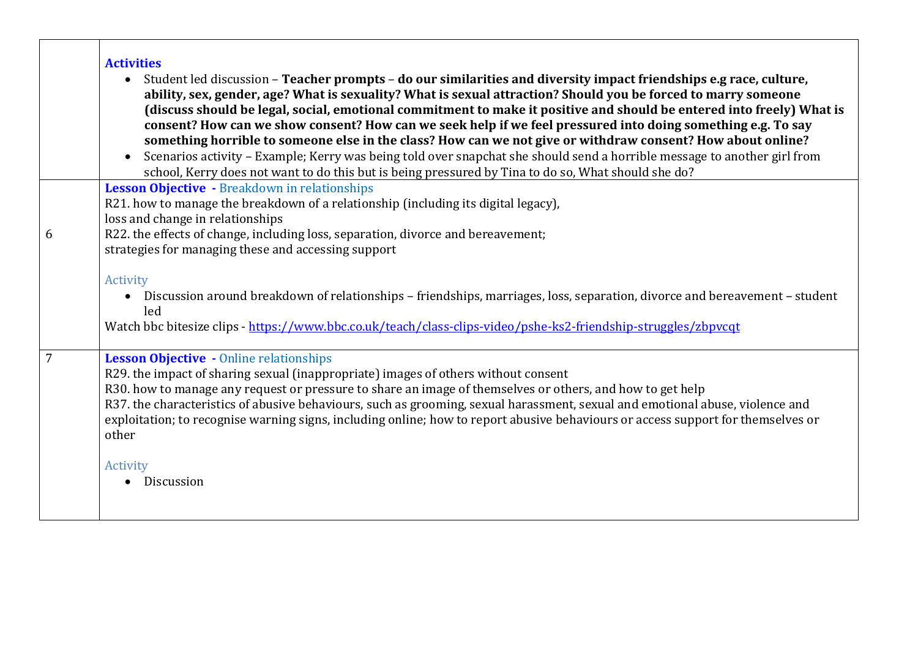| | |
|---|---|
| | **Activities**<br>• Student led discussion – **Teacher prompts** – **do our similarities and diversity impact friendships e.g race, culture, ability, sex, gender, age? What is sexuality? What is sexual attraction? Should you be forced to marry someone (discuss should be legal, social, emotional commitment to make it positive and should be entered into freely) What is consent? How can we show consent? How can we seek help if we feel pressured into doing something e.g. To say something horrible to someone else in the class? How can we not give or withdraw consent? How about online?**<br>• Scenarios activity – Example; Kerry was being told over snapchat she should send a horrible message to another girl from school, Kerry does not want to do this but is being pressured by Tina to do so, What should she do? |
| 6 | **Lesson Objective -** Breakdown in relationships<br>R21. how to manage the breakdown of a relationship (including its digital legacy), loss and change in relationships<br>R22. the effects of change, including loss, separation, divorce and bereavement; strategies for managing these and accessing support<br><br>Activity<br>• Discussion around breakdown of relationships – friendships, marriages, loss, separation, divorce and bereavement – student led<br>Watch bbc bitesize clips - https://www.bbc.co.uk/teach/class-clips-video/pshe-ks2-friendship-struggles/zbpvcqt |
| 7 | **Lesson Objective -** Online relationships<br>R29. the impact of sharing sexual (inappropriate) images of others without consent<br>R30. how to manage any request or pressure to share an image of themselves or others, and how to get help<br>R37. the characteristics of abusive behaviours, such as grooming, sexual harassment, sexual and emotional abuse, violence and exploitation; to recognise warning signs, including online; how to report abusive behaviours or access support for themselves or other<br><br>Activity<br>• Discussion |